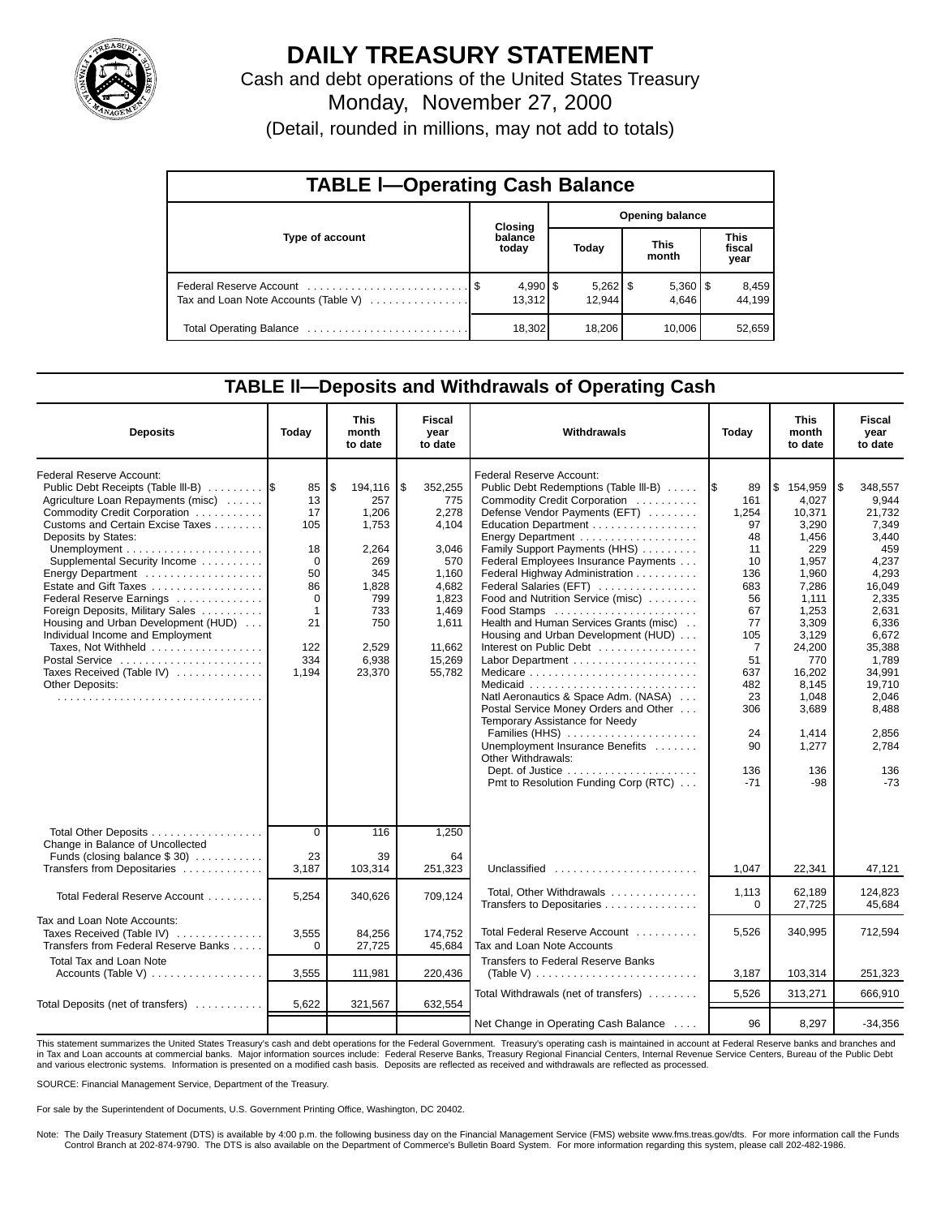# DAILY TREASURY STATEMENT

Cash and debt operations of the United States Treasury

Monday, November 27, 2000

(Detail, rounded in millions, may not add to totals)

## TABLE I—Operating Cash Balance

| Type of account | Closing balance today | Opening balance Today | Opening balance This month | Opening balance This fiscal year |
|---|---|---|---|---|
| Federal Reserve Account | $ 4,990 | $ 5,262 | $ 5,360 | $ 8,459 |
| Tax and Loan Note Accounts (Table V) | 13,312 | 12,944 | 4,646 | 44,199 |
| Total Operating Balance | 18,302 | 18,206 | 10,006 | 52,659 |

## TABLE II—Deposits and Withdrawals of Operating Cash

| Deposits | Today | This month to date | Fiscal year to date |
|---|---|---|---|
| Federal Reserve Account: | | | |
| Public Debt Receipts (Table III-B) | $ 85 | $ 194,116 | $ 352,255 |
| Agriculture Loan Repayments (misc) | 13 | 257 | 775 |
| Commodity Credit Corporation | 17 | 1,206 | 2,278 |
| Customs and Certain Excise Taxes | 105 | 1,753 | 4,104 |
| Deposits by States: | | | |
| Unemployment | 18 | 2,264 | 3,046 |
| Supplemental Security Income | 0 | 269 | 570 |
| Energy Department | 50 | 345 | 1,160 |
| Estate and Gift Taxes | 86 | 1,828 | 4,682 |
| Federal Reserve Earnings | 0 | 799 | 1,823 |
| Foreign Deposits, Military Sales | 1 | 733 | 1,469 |
| Housing and Urban Development (HUD) | 21 | 750 | 1,611 |
| Individual Income and Employment Taxes, Not Withheld | 122 | 2,529 | 11,662 |
| Postal Service | 334 | 6,938 | 15,269 |
| Taxes Received (Table IV) | 1,194 | 23,370 | 55,782 |
| Other Deposits: | | | |
| Total Other Deposits | 0 | 116 | 1,250 |
| Change in Balance of Uncollected Funds (closing balance $ 30) | 23 | 39 | 64 |
| Transfers from Depositaries | 3,187 | 103,314 | 251,323 |
| Total Federal Reserve Account | 5,254 | 340,626 | 709,124 |
| Tax and Loan Note Accounts: | | | |
| Taxes Received (Table IV) | 3,555 | 84,256 | 174,752 |
| Transfers from Federal Reserve Banks | 0 | 27,725 | 45,684 |
| Total Tax and Loan Note Accounts (Table V) | 3,555 | 111,981 | 220,436 |
| Total Deposits (net of transfers) | 5,622 | 321,567 | 632,554 |

| Withdrawals | Today | This month to date | Fiscal year to date |
|---|---|---|---|
| Federal Reserve Account: | | | |
| Public Debt Redemptions (Table III-B) | $ 89 | $ 154,959 | $ 348,557 |
| Commodity Credit Corporation | 161 | 4,027 | 9,944 |
| Defense Vendor Payments (EFT) | 1,254 | 10,371 | 21,732 |
| Education Department | 97 | 3,290 | 7,349 |
| Energy Department | 48 | 1,456 | 3,440 |
| Family Support Payments (HHS) | 11 | 229 | 459 |
| Federal Employees Insurance Payments | 10 | 1,957 | 4,237 |
| Federal Highway Administration | 136 | 1,960 | 4,293 |
| Federal Salaries (EFT) | 683 | 7,286 | 16,049 |
| Food and Nutrition Service (misc) | 56 | 1,111 | 2,335 |
| Food Stamps | 67 | 1,253 | 2,631 |
| Health and Human Services Grants (misc) | 77 | 3,309 | 6,336 |
| Housing and Urban Development (HUD) | 105 | 3,129 | 6,672 |
| Interest on Public Debt | 7 | 24,200 | 35,388 |
| Labor Department | 51 | 770 | 1,789 |
| Medicare | 637 | 16,202 | 34,991 |
| Medicaid | 482 | 8,145 | 19,710 |
| Natl Aeronautics & Space Adm. (NASA) | 23 | 1,048 | 2,046 |
| Postal Service Money Orders and Other | 306 | 3,689 | 8,488 |
| Temporary Assistance for Needy Families (HHS) | 24 | 1,414 | 2,856 |
| Unemployment Insurance Benefits | 90 | 1,277 | 2,784 |
| Other Withdrawals: | | | |
| Dept. of Justice | 136 | 136 | 136 |
| Pmt to Resolution Funding Corp (RTC) | -71 | -98 | -73 |
| Unclassified | 1,047 | 22,341 | 47,121 |
| Total, Other Withdrawals | 1,113 | 62,189 | 124,823 |
| Transfers to Depositaries | 0 | 27,725 | 45,684 |
| Total Federal Reserve Account | 5,526 | 340,995 | 712,594 |
| Tax and Loan Note Accounts | | | |
| Transfers to Federal Reserve Banks (Table V) | 3,187 | 103,314 | 251,323 |
| Total Withdrawals (net of transfers) | 5,526 | 313,271 | 666,910 |
| Net Change in Operating Cash Balance | 96 | 8,297 | -34,356 |

This statement summarizes the United States Treasury's cash and debt operations for the Federal Government. Treasury's operating cash is maintained in account at Federal Reserve banks and branches and in Tax and Loan accounts at commercial banks. Major information sources include: Federal Reserve Banks, Treasury Regional Financial Centers, Internal Revenue Service Centers, Bureau of the Public Debt and various electronic systems. Information is presented on a modified cash basis. Deposits are reflected as received and withdrawals are reflected as processed.

SOURCE: Financial Management Service, Department of the Treasury.

For sale by the Superintendent of Documents, U.S. Government Printing Office, Washington, DC 20402.

Note: The Daily Treasury Statement (DTS) is available by 4:00 p.m. the following business day on the Financial Management Service (FMS) website www.fms.treas.gov/dts. For more information call the Funds Control Branch at 202-874-9790. The DTS is also available on the Department of Commerce's Bulletin Board System. For more information regarding this system, please call 202-482-1986.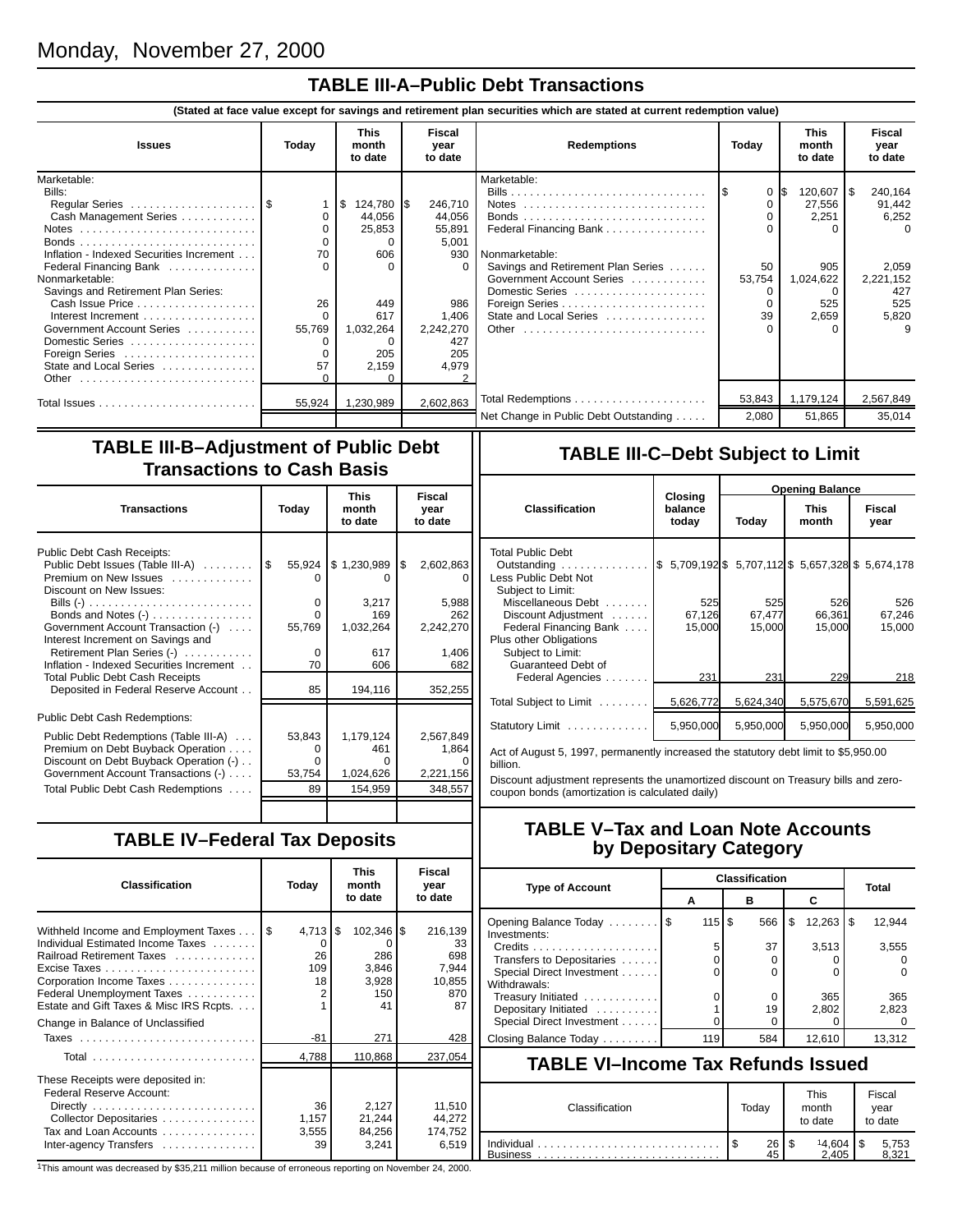Monday, November 27, 2000

## TABLE III-A–Public Debt Transactions

(Stated at face value except for savings and retirement plan securities which are stated at current redemption value)

| Issues | Today | This month to date | Fiscal year to date |
|---|---|---|---|
| Marketable: | | | |
| Bills: | | | |
| Regular Series | $ 1 | $ 124,780 | $ 246,710 |
| Cash Management Series | 0 | 44,056 | 44,056 |
| Notes | 0 | 25,853 | 55,891 |
| Bonds | 0 | 0 | 5,001 |
| Inflation - Indexed Securities Increment | 70 | 606 | 930 |
| Federal Financing Bank | 0 | 0 | 0 |
| Nonmarketable: | | | |
| Savings and Retirement Plan Series: | | | |
| Cash Issue Price | 26 | 449 | 986 |
| Interest Increment | 0 | 617 | 1,406 |
| Government Account Series | 55,769 | 1,032,264 | 2,242,270 |
| Domestic Series | 0 | 0 | 427 |
| Foreign Series | 0 | 205 | 205 |
| State and Local Series | 57 | 2,159 | 4,979 |
| Other | 0 | 0 | 2 |
| Total Issues | 55,924 | 1,230,989 | 2,602,863 |

| Redemptions | Today | This month to date | Fiscal year to date |
|---|---|---|---|
| Marketable: | | | |
| Bills | $ 0 | $ 120,607 | $ 240,164 |
| Notes | 0 | 27,556 | 91,442 |
| Bonds | 0 | 2,251 | 6,252 |
| Federal Financing Bank | 0 | 0 | 0 |
| Nonmarketable: | | | |
| Savings and Retirement Plan Series | 50 | 905 | 2,059 |
| Government Account Series | 53,754 | 1,024,622 | 2,221,152 |
| Domestic Series | 0 | 0 | 427 |
| Foreign Series | 0 | 525 | 525 |
| State and Local Series | 39 | 2,659 | 5,820 |
| Other | 0 | 0 | 9 |
| Total Redemptions | 53,843 | 1,179,124 | 2,567,849 |
| Net Change in Public Debt Outstanding | 2,080 | 51,865 | 35,014 |

## TABLE III-B–Adjustment of Public Debt Transactions to Cash Basis

| Transactions | Today | This month to date | Fiscal year to date |
|---|---|---|---|
| Public Debt Cash Receipts: | | | |
| Public Debt Issues (Table III-A) | $ 55,924 | $ 1,230,989 | $ 2,602,863 |
| Premium on New Issues | 0 | 0 | 0 |
| Discount on New Issues: | | | |
| Bills (-) | 0 | 3,217 | 5,988 |
| Bonds and Notes (-) | 0 | 169 | 262 |
| Government Account Transaction (-) | 55,769 | 1,032,264 | 2,242,270 |
| Interest Increment on Savings and Retirement Plan Series (-) | 0 | 617 | 1,406 |
| Inflation - Indexed Securities Increment | 70 | 606 | 682 |
| Total Public Debt Cash Receipts Deposited in Federal Reserve Account | 85 | 194,116 | 352,255 |
| Public Debt Cash Redemptions: | | | |
| Public Debt Redemptions (Table III-A) | 53,843 | 1,179,124 | 2,567,849 |
| Premium on Debt Buyback Operation | 0 | 461 | 1,864 |
| Discount on Debt Buyback Operation (-) | 0 | 0 | 0 |
| Government Account Transactions (-) | 53,754 | 1,024,626 | 2,221,156 |
| Total Public Debt Cash Redemptions | 89 | 154,959 | 348,557 |

## TABLE III-C–Debt Subject to Limit

| Classification | Closing balance today | Opening Balance Today | Opening Balance This month | Opening Balance Fiscal year |
|---|---|---|---|---|
| Total Public Debt Outstanding | $ 5,709,192 | $ 5,707,112 | $ 5,657,328 | $ 5,674,178 |
| Less Public Debt Not Subject to Limit: | | | | |
| Miscellaneous Debt | 525 | 525 | 526 | 526 |
| Discount Adjustment | 67,126 | 67,477 | 66,361 | 67,246 |
| Federal Financing Bank | 15,000 | 15,000 | 15,000 | 15,000 |
| Plus other Obligations Subject to Limit: | | | | |
| Guaranteed Debt of Federal Agencies | 231 | 231 | 229 | 218 |
| Total Subject to Limit | 5,626,772 | 5,624,340 | 5,575,670 | 5,591,625 |
| Statutory Limit | 5,950,000 | 5,950,000 | 5,950,000 | 5,950,000 |

Act of August 5, 1997, permanently increased the statutory debt limit to $5,950.00 billion.

Discount adjustment represents the unamortized discount on Treasury bills and zero-coupon bonds (amortization is calculated daily)

## TABLE IV–Federal Tax Deposits

| Classification | Today | This month to date | Fiscal year to date |
|---|---|---|---|
| Withheld Income and Employment Taxes | $ 4,713 | $ 102,346 | $ 216,139 |
| Individual Estimated Income Taxes | 0 | 0 | 33 |
| Railroad Retirement Taxes | 26 | 286 | 698 |
| Excise Taxes | 109 | 3,846 | 7,944 |
| Corporation Income Taxes | 18 | 3,928 | 10,855 |
| Federal Unemployment Taxes | 2 | 150 | 870 |
| Estate and Gift Taxes & Misc IRS Rcpts. | 1 | 41 | 87 |
| Change in Balance of Unclassified Taxes | -81 | 271 | 428 |
| Total | 4,788 | 110,868 | 237,054 |
| These Receipts were deposited in: | | | |
| Federal Reserve Account: | | | |
| Directly | 36 | 2,127 | 11,510 |
| Collector Depositaries | 1,157 | 21,244 | 44,272 |
| Tax and Loan Accounts | 3,555 | 84,256 | 174,752 |
| Inter-agency Transfers | 39 | 3,241 | 6,519 |

## TABLE V–Tax and Loan Note Accounts by Depositary Category

| Type of Account | Classification A | Classification B | Classification C | Total |
|---|---|---|---|---|
| Opening Balance Today | $ 115 | $ 566 | $ 12,263 | $ 12,944 |
| Investments: | | | | |
| Credits | 5 | 37 | 3,513 | 3,555 |
| Transfers to Depositaries | 0 | 0 | 0 | 0 |
| Special Direct Investment | 0 | 0 | 0 | 0 |
| Withdrawals: | | | | |
| Treasury Initiated | 0 | 0 | 365 | 365 |
| Depositary Initiated | 1 | 19 | 2,802 | 2,823 |
| Special Direct Investment | 0 | 0 | 0 | 0 |
| Closing Balance Today | 119 | 584 | 12,610 | 13,312 |

## TABLE VI–Income Tax Refunds Issued

| Classification | Today | This month to date | Fiscal year to date |
|---|---|---|---|
| Individual | $ 26 | $ [1]4,604 | $ 5,753 |
| Business | 45 | 2,405 | 8,321 |

[1]This amount was decreased by $35,211 million because of erroneous reporting on November 24, 2000.